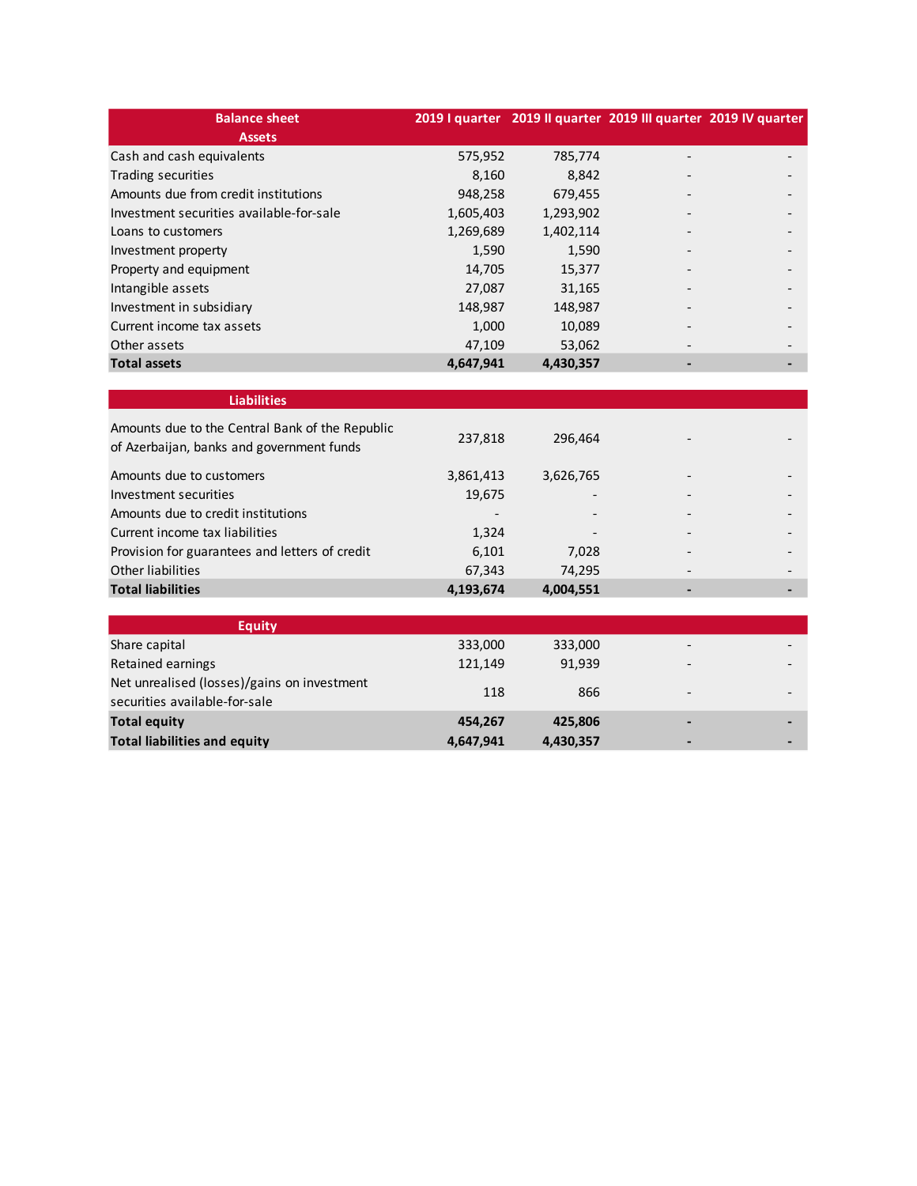| Balance sheet | 2019 I quarter | 2019 II quarter | 2019 III quarter | 2019 IV quarter |
|---|---|---|---|---|
| **Assets** | | | | |
| Cash and cash equivalents | 575,952 | 785,774 | - | - |
| Trading securities | 8,160 | 8,842 | - | - |
| Amounts due from credit institutions | 948,258 | 679,455 | - | - |
| Investment securities available-for-sale | 1,605,403 | 1,293,902 | - | - |
| Loans to customers | 1,269,689 | 1,402,114 | - | - |
| Investment property | 1,590 | 1,590 | - | - |
| Property and equipment | 14,705 | 15,377 | - | - |
| Intangible assets | 27,087 | 31,165 | - | - |
| Investment in subsidiary | 148,987 | 148,987 | - | - |
| Current income tax assets | 1,000 | 10,089 | - | - |
| Other assets | 47,109 | 53,062 | - | - |
| **Total assets** | **4,647,941** | **4,430,357** | **-** | **-** |
| **Liabilities** | | | | |
| Amounts due to the Central Bank of the Republic of Azerbaijan, banks and government funds | 237,818 | 296,464 | - | - |
| Amounts due to customers | 3,861,413 | 3,626,765 | - | - |
| Investment securities | 19,675 | - | - | - |
| Amounts due to credit institutions | - | - | - | - |
| Current income tax liabilities | 1,324 | - | - | - |
| Provision for guarantees and letters of credit | 6,101 | 7,028 | - | - |
| Other liabilities | 67,343 | 74,295 | - | - |
| **Total liabilities** | **4,193,674** | **4,004,551** | **-** | **-** |
| **Equity** | | | | |
| Share capital | 333,000 | 333,000 | - | - |
| Retained earnings | 121,149 | 91,939 | - | - |
| Net unrealised (losses)/gains on investment securities available-for-sale | 118 | 866 | - | - |
| **Total equity** | **454,267** | **425,806** | **-** | **-** |
| **Total liabilities and equity** | **4,647,941** | **4,430,357** | **-** | **-** |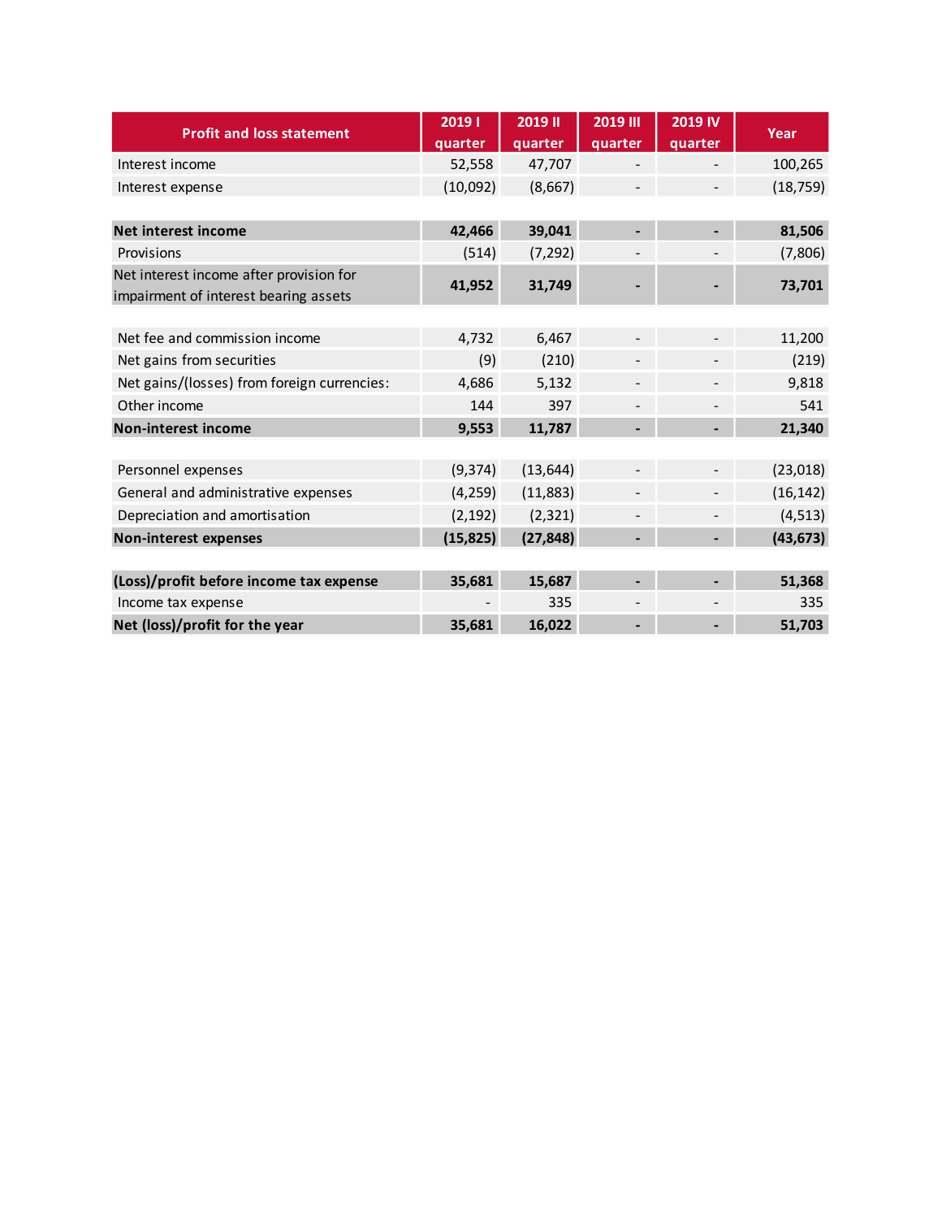| Profit and loss statement | 2019 I quarter | 2019 II quarter | 2019 III quarter | 2019 IV quarter | Year |
|---|---|---|---|---|---|
| Interest income | 52,558 | 47,707 | - | - | 100,265 |
| Interest expense | (10,092) | (8,667) | - | - | (18,759) |
| | | | | | |
| **Net interest income** | **42,466** | **39,041** | **-** | **-** | **81,506** |
| Provisions | (514) | (7,292) | - | - | (7,806) |
| Net interest income after provision for impairment of interest bearing assets | **41,952** | **31,749** | **-** | **-** | **73,701** |
| | | | | | |
| Net fee and commission income | 4,732 | 6,467 | - | - | 11,200 |
| Net gains from securities | (9) | (210) | - | - | (219) |
| Net gains/(losses) from foreign currencies: | 4,686 | 5,132 | - | - | 9,818 |
| Other income | 144 | 397 | - | - | 541 |
| **Non-interest income** | **9,553** | **11,787** | **-** | **-** | **21,340** |
| | | | | | |
| Personnel expenses | (9,374) | (13,644) | - | - | (23,018) |
| General and administrative expenses | (4,259) | (11,883) | - | - | (16,142) |
| Depreciation and amortisation | (2,192) | (2,321) | - | - | (4,513) |
| **Non-interest expenses** | **(15,825)** | **(27,848)** | **-** | **-** | **(43,673)** |
| | | | | | |
| **(Loss)/profit before income tax expense** | **35,681** | **15,687** | **-** | **-** | **51,368** |
| Income tax expense | - | 335 | - | - | 335 |
| **Net (loss)/profit for the year** | **35,681** | **16,022** | **-** | **-** | **51,703** |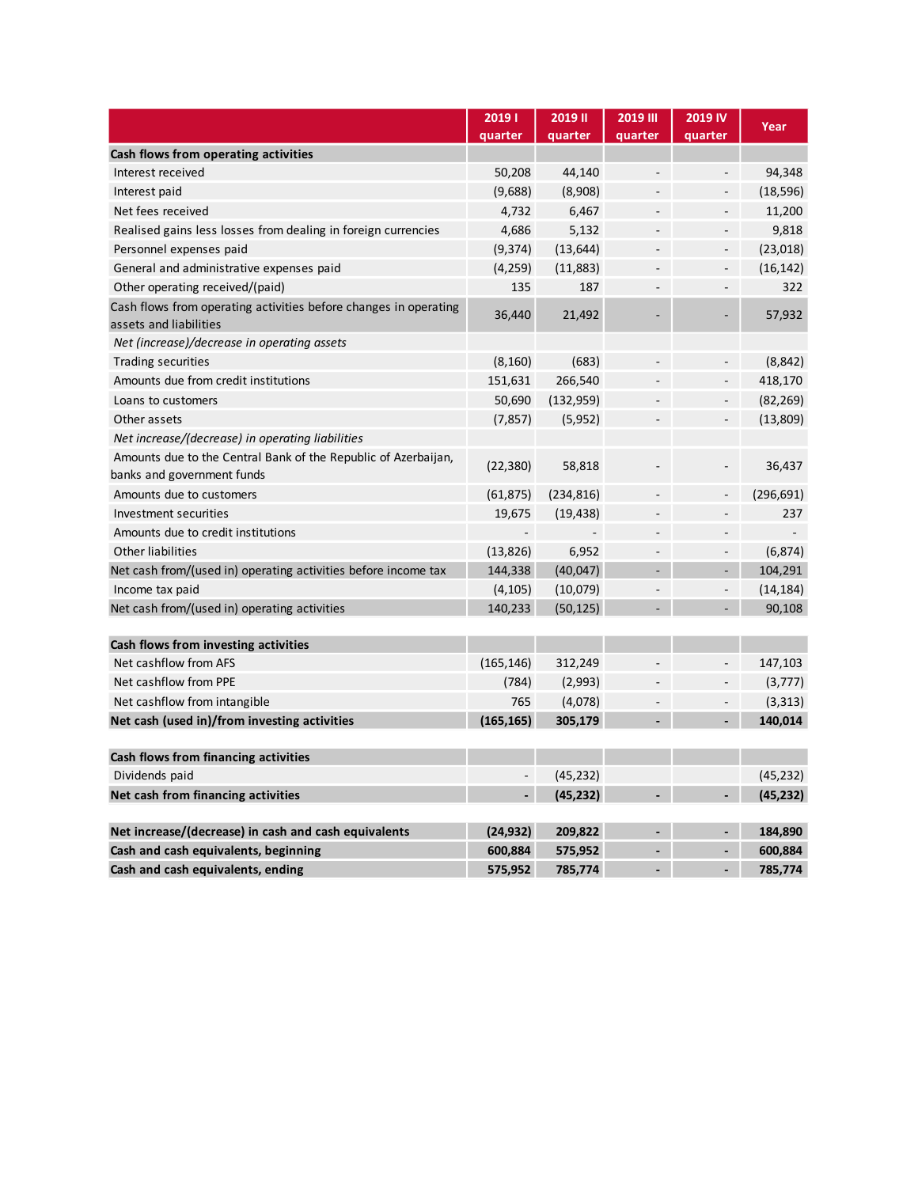| | 2019 I quarter | 2019 II quarter | 2019 III quarter | 2019 IV quarter | Year |
|---|---|---|---|---|---|
| **Cash flows from operating activities** | | | | | |
| Interest received | 50,208 | 44,140 | - | - | 94,348 |
| Interest paid | (9,688) | (8,908) | - | - | (18,596) |
| Net fees received | 4,732 | 6,467 | - | - | 11,200 |
| Realised gains less losses from dealing in foreign currencies | 4,686 | 5,132 | - | - | 9,818 |
| Personnel expenses paid | (9,374) | (13,644) | - | - | (23,018) |
| General and administrative expenses paid | (4,259) | (11,883) | - | - | (16,142) |
| Other operating received/(paid) | 135 | 187 | - | - | 322 |
| Cash flows from operating activities before changes in operating assets and liabilities | 36,440 | 21,492 | - | - | 57,932 |
| *Net (increase)/decrease in operating assets* | | | | | |
| Trading securities | (8,160) | (683) | - | - | (8,842) |
| Amounts due from credit institutions | 151,631 | 266,540 | - | - | 418,170 |
| Loans to customers | 50,690 | (132,959) | - | - | (82,269) |
| Other assets | (7,857) | (5,952) | - | - | (13,809) |
| *Net increase/(decrease) in operating liabilities* | | | | | |
| Amounts due to the Central Bank of the Republic of Azerbaijan, banks and government funds | (22,380) | 58,818 | - | - | 36,437 |
| Amounts due to customers | (61,875) | (234,816) | - | - | (296,691) |
| Investment securities | 19,675 | (19,438) | - | - | 237 |
| Amounts due to credit institutions | - | - | - | - | - |
| Other liabilities | (13,826) | 6,952 | - | - | (6,874) |
| Net cash from/(used in) operating activities before income tax | 144,338 | (40,047) | - | - | 104,291 |
| Income tax paid | (4,105) | (10,079) | - | - | (14,184) |
| Net cash from/(used in) operating activities | 140,233 | (50,125) | - | - | 90,108 |
| | | | | | |
| **Cash flows from investing activities** | | | | | |
| Net cashflow from AFS | (165,146) | 312,249 | - | - | 147,103 |
| Net cashflow from PPE | (784) | (2,993) | - | - | (3,777) |
| Net cashflow from intangible | 765 | (4,078) | - | - | (3,313) |
| **Net cash (used in)/from investing activities** | **(165,165)** | **305,179** | **-** | **-** | **140,014** |
| | | | | | |
| **Cash flows from financing activities** | | | | | |
| Dividends paid | - | (45,232) | | | (45,232) |
| **Net cash from financing activities** | **-** | **(45,232)** | **-** | **-** | **(45,232)** |
| | | | | | |
| **Net increase/(decrease) in cash and cash equivalents** | **(24,932)** | **209,822** | **-** | **-** | **184,890** |
| **Cash and cash equivalents, beginning** | **600,884** | **575,952** | **-** | **-** | **600,884** |
| **Cash and cash equivalents, ending** | **575,952** | **785,774** | **-** | **-** | **785,774** |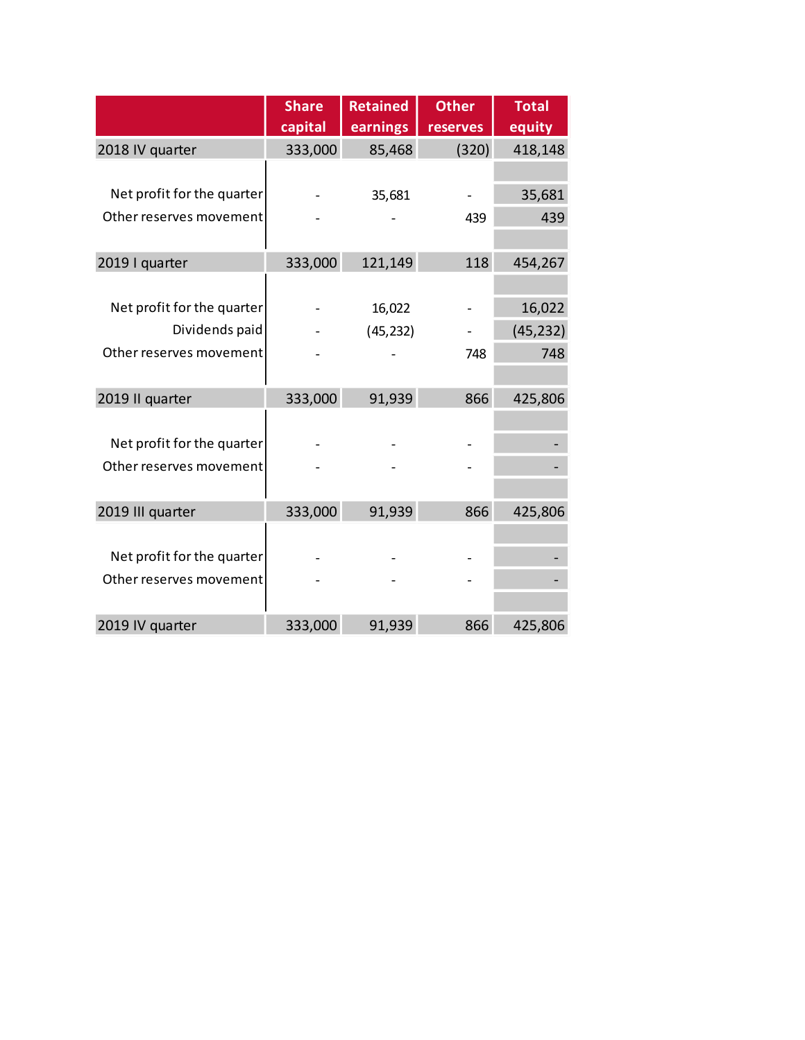| | Share capital | Retained earnings | Other reserves | Total equity |
|---|---|---|---|---|
| 2018 IV quarter | 333,000 | 85,468 | (320) | 418,148 |
| Net profit for the quarter | - | 35,681 | - | 35,681 |
| Other reserves movement | - | - | 439 | 439 |
| 2019 I quarter | 333,000 | 121,149 | 118 | 454,267 |
| Net profit for the quarter | - | 16,022 | - | 16,022 |
| Dividends paid | - | (45,232) | - | (45,232) |
| Other reserves movement | - | - | 748 | 748 |
| 2019 II quarter | 333,000 | 91,939 | 866 | 425,806 |
| Net profit for the quarter | - | - | - | - |
| Other reserves movement | - | - | - | - |
| 2019 III quarter | 333,000 | 91,939 | 866 | 425,806 |
| Net profit for the quarter | - | - | - | - |
| Other reserves movement | - | - | - | - |
| 2019 IV quarter | 333,000 | 91,939 | 866 | 425,806 |